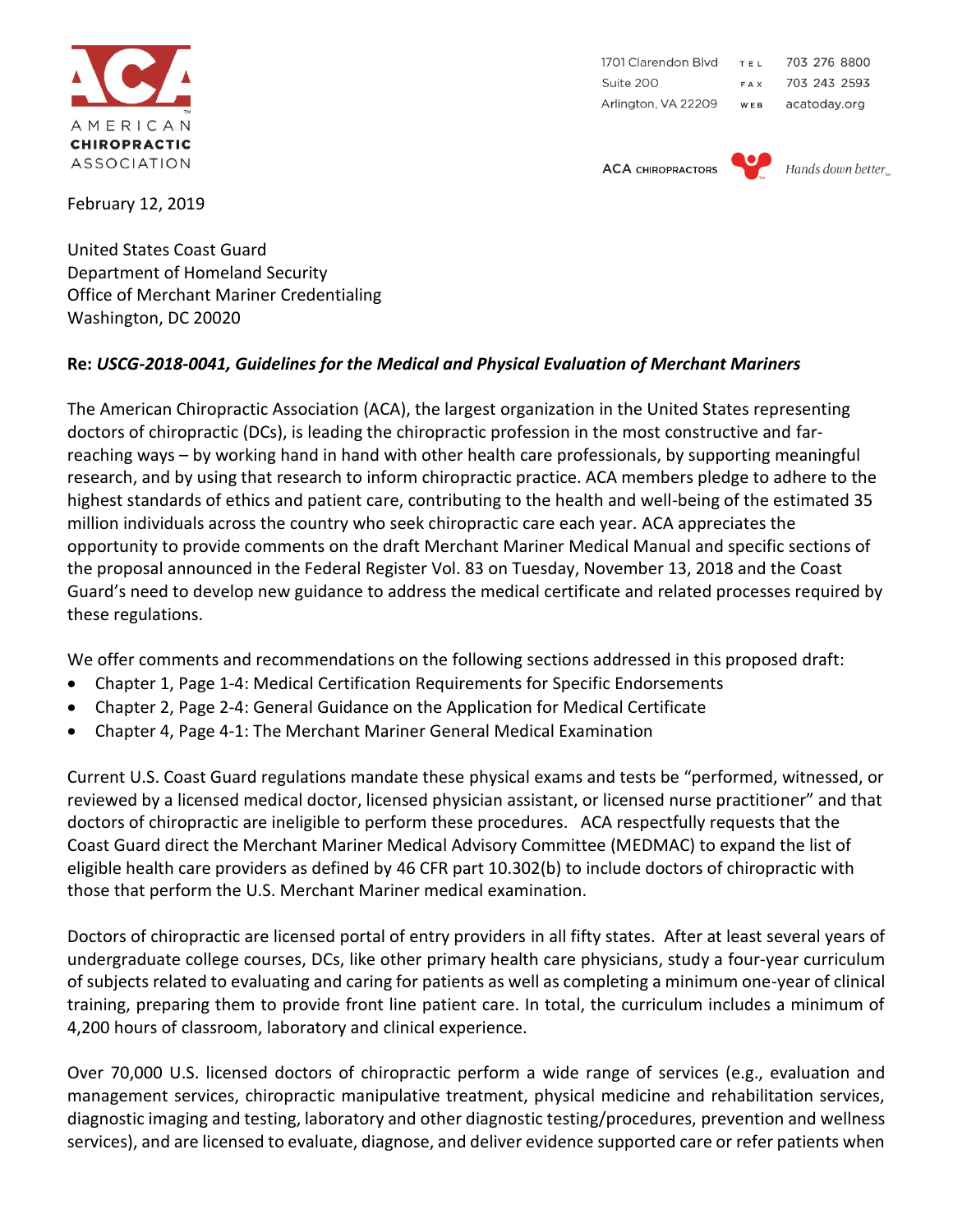AMERICAN CHIROPRACTIC ASSOCIATION

1701 Clarendon Blvd
Suite 200
Arlington, VA 22209

TEL 703 276 8800
FAX 703 243 2593
WEB acatoday.org

ACA CHIROPRACTORS *Hands down better*

February 12, 2019

United States Coast Guard
Department of Homeland Security
Office of Merchant Mariner Credentialing
Washington, DC 20020

**Re: *USCG-2018-0041, Guidelines for the Medical and Physical Evaluation of Merchant Mariners***

The American Chiropractic Association (ACA), the largest organization in the United States representing doctors of chiropractic (DCs), is leading the chiropractic profession in the most constructive and far-reaching ways – by working hand in hand with other health care professionals, by supporting meaningful research, and by using that research to inform chiropractic practice. ACA members pledge to adhere to the highest standards of ethics and patient care, contributing to the health and well-being of the estimated 35 million individuals across the country who seek chiropractic care each year. ACA appreciates the opportunity to provide comments on the draft Merchant Mariner Medical Manual and specific sections of the proposal announced in the Federal Register Vol. 83 on Tuesday, November 13, 2018 and the Coast Guard's need to develop new guidance to address the medical certificate and related processes required by these regulations.

We offer comments and recommendations on the following sections addressed in this proposed draft:

- Chapter 1, Page 1-4: Medical Certification Requirements for Specific Endorsements
- Chapter 2, Page 2-4: General Guidance on the Application for Medical Certificate
- Chapter 4, Page 4-1: The Merchant Mariner General Medical Examination

Current U.S. Coast Guard regulations mandate these physical exams and tests be "performed, witnessed, or reviewed by a licensed medical doctor, licensed physician assistant, or licensed nurse practitioner" and that doctors of chiropractic are ineligible to perform these procedures. ACA respectfully requests that the Coast Guard direct the Merchant Mariner Medical Advisory Committee (MEDMAC) to expand the list of eligible health care providers as defined by 46 CFR part 10.302(b) to include doctors of chiropractic with those that perform the U.S. Merchant Mariner medical examination.

Doctors of chiropractic are licensed portal of entry providers in all fifty states. After at least several years of undergraduate college courses, DCs, like other primary health care physicians, study a four-year curriculum of subjects related to evaluating and caring for patients as well as completing a minimum one-year of clinical training, preparing them to provide front line patient care. In total, the curriculum includes a minimum of 4,200 hours of classroom, laboratory and clinical experience.

Over 70,000 U.S. licensed doctors of chiropractic perform a wide range of services (e.g., evaluation and management services, chiropractic manipulative treatment, physical medicine and rehabilitation services, diagnostic imaging and testing, laboratory and other diagnostic testing/procedures, prevention and wellness services), and are licensed to evaluate, diagnose, and deliver evidence supported care or refer patients when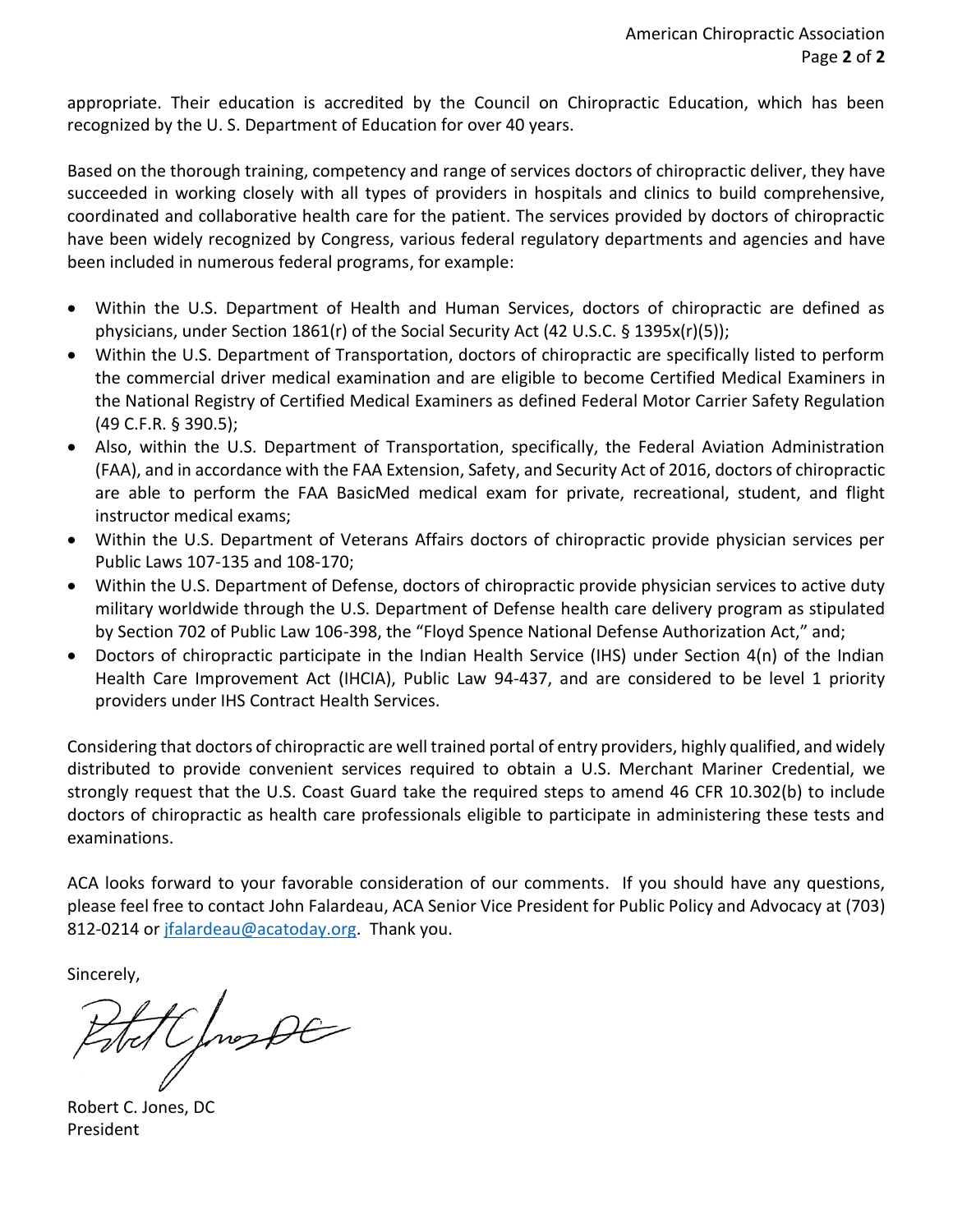appropriate. Their education is accredited by the Council on Chiropractic Education, which has been recognized by the U. S. Department of Education for over 40 years.

Based on the thorough training, competency and range of services doctors of chiropractic deliver, they have succeeded in working closely with all types of providers in hospitals and clinics to build comprehensive, coordinated and collaborative health care for the patient. The services provided by doctors of chiropractic have been widely recognized by Congress, various federal regulatory departments and agencies and have been included in numerous federal programs, for example:

- Within the U.S. Department of Health and Human Services, doctors of chiropractic are defined as physicians, under Section 1861(r) of the Social Security Act (42 U.S.C. § 1395x(r)(5));
- Within the U.S. Department of Transportation, doctors of chiropractic are specifically listed to perform the commercial driver medical examination and are eligible to become Certified Medical Examiners in the National Registry of Certified Medical Examiners as defined Federal Motor Carrier Safety Regulation (49 C.F.R. § 390.5);
- Also, within the U.S. Department of Transportation, specifically, the Federal Aviation Administration (FAA), and in accordance with the FAA Extension, Safety, and Security Act of 2016, doctors of chiropractic are able to perform the FAA BasicMed medical exam for private, recreational, student, and flight instructor medical exams;
- Within the U.S. Department of Veterans Affairs doctors of chiropractic provide physician services per Public Laws 107-135 and 108-170;
- Within the U.S. Department of Defense, doctors of chiropractic provide physician services to active duty military worldwide through the U.S. Department of Defense health care delivery program as stipulated by Section 702 of Public Law 106-398, the "Floyd Spence National Defense Authorization Act," and;
- Doctors of chiropractic participate in the Indian Health Service (IHS) under Section 4(n) of the Indian Health Care Improvement Act (IHCIA), Public Law 94-437, and are considered to be level 1 priority providers under IHS Contract Health Services.

Considering that doctors of chiropractic are well trained portal of entry providers, highly qualified, and widely distributed to provide convenient services required to obtain a U.S. Merchant Mariner Credential, we strongly request that the U.S. Coast Guard take the required steps to amend 46 CFR 10.302(b) to include doctors of chiropractic as health care professionals eligible to participate in administering these tests and examinations.

ACA looks forward to your favorable consideration of our comments. If you should have any questions, please feel free to contact John Falardeau, ACA Senior Vice President for Public Policy and Advocacy at (703) 812-0214 or jfalardeau@acatoday.org. Thank you.

Sincerely,

Robert C. Jones, DC
President